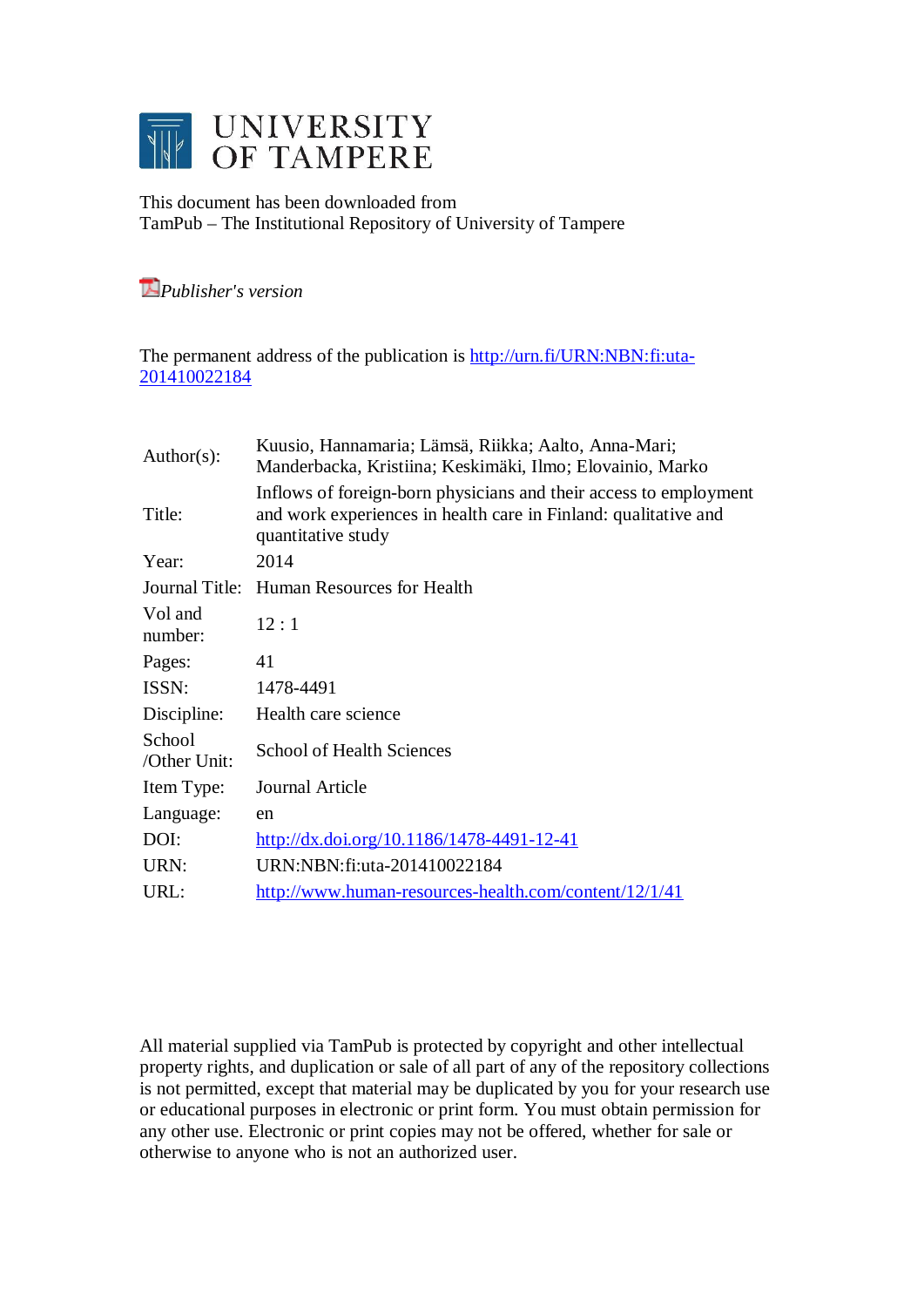# UNIVERSITY OF TAMPERE

This document has been downloaded from
TamPub – The Institutional Repository of University of Tampere

*Publisher's version*

The permanent address of the publication is http://urn.fi/URN:NBN:fi:uta-201410022184

| | |
|---|---|
| Author(s): | Kuusio, Hannamaria; Lämsä, Riikka; Aalto, Anna-Mari; Manderbacka, Kristiina; Keskimäki, Ilmo; Elovainio, Marko |
| Title: | Inflows of foreign-born physicians and their access to employment and work experiences in health care in Finland: qualitative and quantitative study |
| Year: | 2014 |
| Journal Title: | Human Resources for Health |
| Vol and number: | 12 : 1 |
| Pages: | 41 |
| ISSN: | 1478-4491 |
| Discipline: | Health care science |
| School /Other Unit: | School of Health Sciences |
| Item Type: | Journal Article |
| Language: | en |
| DOI: | http://dx.doi.org/10.1186/1478-4491-12-41 |
| URN: | URN:NBN:fi:uta-201410022184 |
| URL: | http://www.human-resources-health.com/content/12/1/41 |

All material supplied via TamPub is protected by copyright and other intellectual property rights, and duplication or sale of all part of any of the repository collections is not permitted, except that material may be duplicated by you for your research use or educational purposes in electronic or print form. You must obtain permission for any other use. Electronic or print copies may not be offered, whether for sale or otherwise to anyone who is not an authorized user.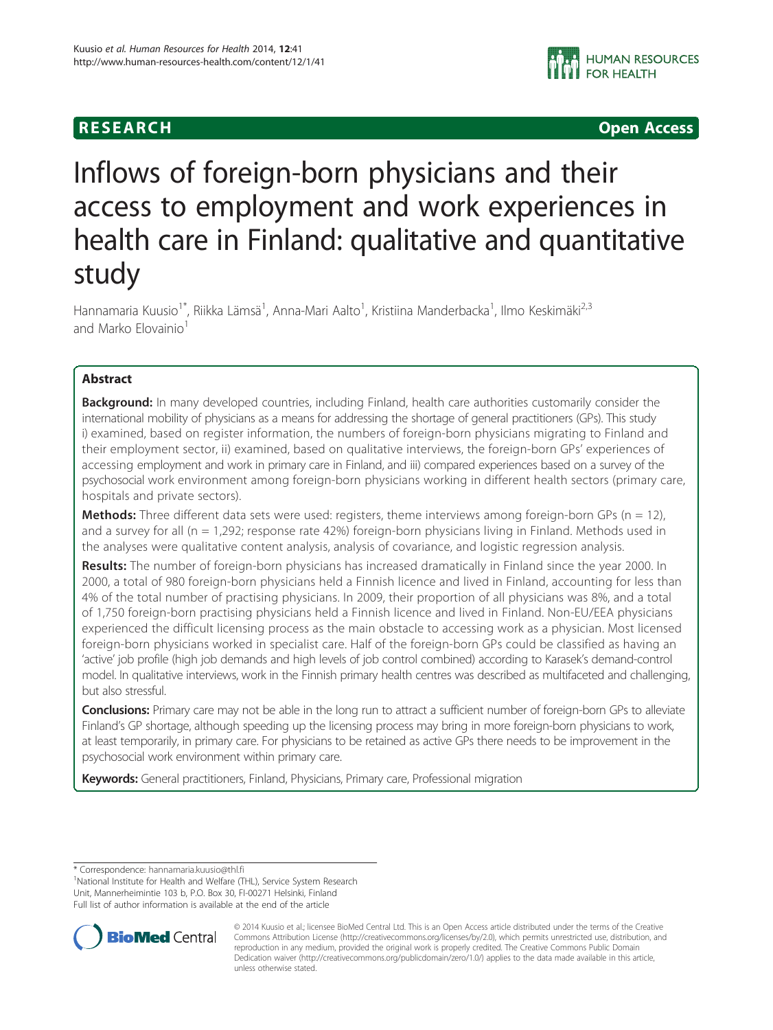# Inflows of foreign-born physicians and their access to employment and work experiences in health care in Finland: qualitative and quantitative study

Hannamaria Kuusio[1*], Riikka Lämsä[1], Anna-Mari Aalto[1], Kristiina Manderbacka[1], Ilmo Keskimäki[2,3] and Marko Elovainio[1]

## Abstract

**Background:** In many developed countries, including Finland, health care authorities customarily consider the international mobility of physicians as a means for addressing the shortage of general practitioners (GPs). This study i) examined, based on register information, the numbers of foreign-born physicians migrating to Finland and their employment sector, ii) examined, based on qualitative interviews, the foreign-born GPs' experiences of accessing employment and work in primary care in Finland, and iii) compared experiences based on a survey of the psychosocial work environment among foreign-born physicians working in different health sectors (primary care, hospitals and private sectors).

**Methods:** Three different data sets were used: registers, theme interviews among foreign-born GPs (n = 12), and a survey for all (n = 1,292; response rate 42%) foreign-born physicians living in Finland. Methods used in the analyses were qualitative content analysis, analysis of covariance, and logistic regression analysis.

**Results:** The number of foreign-born physicians has increased dramatically in Finland since the year 2000. In 2000, a total of 980 foreign-born physicians held a Finnish licence and lived in Finland, accounting for less than 4% of the total number of practising physicians. In 2009, their proportion of all physicians was 8%, and a total of 1,750 foreign-born practising physicians held a Finnish licence and lived in Finland. Non-EU/EEA physicians experienced the difficult licensing process as the main obstacle to accessing work as a physician. Most licensed foreign-born physicians worked in specialist care. Half of the foreign-born GPs could be classified as having an 'active' job profile (high job demands and high levels of job control combined) according to Karasek's demand-control model. In qualitative interviews, work in the Finnish primary health centres was described as multifaceted and challenging, but also stressful.

**Conclusions:** Primary care may not be able in the long run to attract a sufficient number of foreign-born GPs to alleviate Finland's GP shortage, although speeding up the licensing process may bring in more foreign-born physicians to work, at least temporarily, in primary care. For physicians to be retained as active GPs there needs to be improvement in the psychosocial work environment within primary care.

**Keywords:** General practitioners, Finland, Physicians, Primary care, Professional migration

* Correspondence: hannamaria.kuusio@thl.fi
[1]National Institute for Health and Welfare (THL), Service System Research Unit, Mannerheimintie 103 b, P.O. Box 30, FI-00271 Helsinki, Finland
Full list of author information is available at the end of the article

© 2014 Kuusio et al.; licensee BioMed Central Ltd. This is an Open Access article distributed under the terms of the Creative Commons Attribution License (http://creativecommons.org/licenses/by/2.0), which permits unrestricted use, distribution, and reproduction in any medium, provided the original work is properly credited. The Creative Commons Public Domain Dedication waiver (http://creativecommons.org/publicdomain/zero/1.0/) applies to the data made available in this article, unless otherwise stated.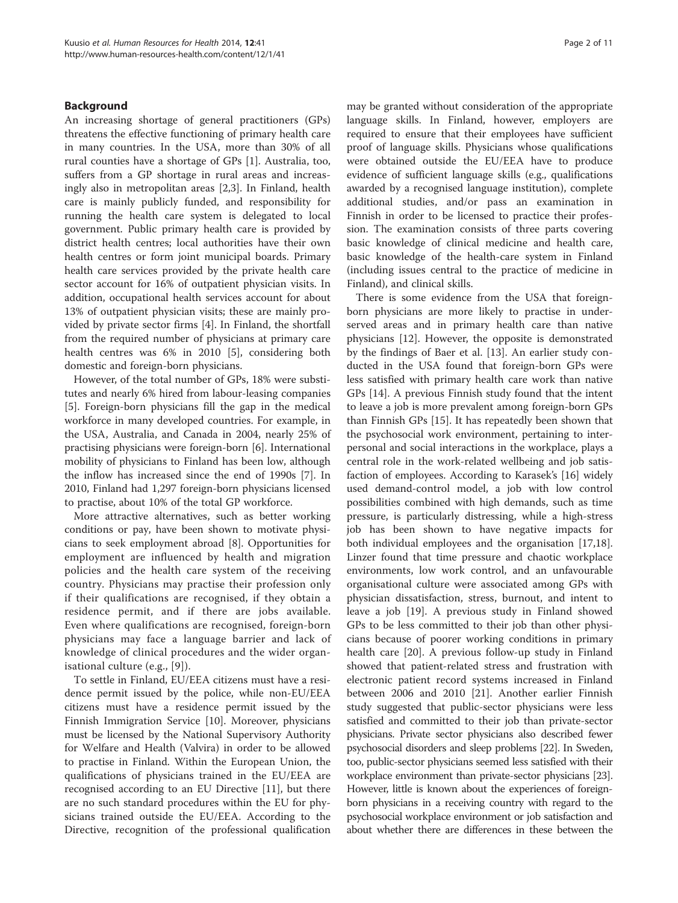## Background

An increasing shortage of general practitioners (GPs) threatens the effective functioning of primary health care in many countries. In the USA, more than 30% of all rural counties have a shortage of GPs [1]. Australia, too, suffers from a GP shortage in rural areas and increasingly also in metropolitan areas [2,3]. In Finland, health care is mainly publicly funded, and responsibility for running the health care system is delegated to local government. Public primary health care is provided by district health centres; local authorities have their own health centres or form joint municipal boards. Primary health care services provided by the private health care sector account for 16% of outpatient physician visits. In addition, occupational health services account for about 13% of outpatient physician visits; these are mainly provided by private sector firms [4]. In Finland, the shortfall from the required number of physicians at primary care health centres was 6% in 2010 [5], considering both domestic and foreign-born physicians.

However, of the total number of GPs, 18% were substitutes and nearly 6% hired from labour-leasing companies [5]. Foreign-born physicians fill the gap in the medical workforce in many developed countries. For example, in the USA, Australia, and Canada in 2004, nearly 25% of practising physicians were foreign-born [6]. International mobility of physicians to Finland has been low, although the inflow has increased since the end of 1990s [7]. In 2010, Finland had 1,297 foreign-born physicians licensed to practise, about 10% of the total GP workforce.

More attractive alternatives, such as better working conditions or pay, have been shown to motivate physicians to seek employment abroad [8]. Opportunities for employment are influenced by health and migration policies and the health care system of the receiving country. Physicians may practise their profession only if their qualifications are recognised, if they obtain a residence permit, and if there are jobs available. Even where qualifications are recognised, foreign-born physicians may face a language barrier and lack of knowledge of clinical procedures and the wider organisational culture (e.g., [9]).

To settle in Finland, EU/EEA citizens must have a residence permit issued by the police, while non-EU/EEA citizens must have a residence permit issued by the Finnish Immigration Service [10]. Moreover, physicians must be licensed by the National Supervisory Authority for Welfare and Health (Valvira) in order to be allowed to practise in Finland. Within the European Union, the qualifications of physicians trained in the EU/EEA are recognised according to an EU Directive [11], but there are no such standard procedures within the EU for physicians trained outside the EU/EEA. According to the Directive, recognition of the professional qualification may be granted without consideration of the appropriate language skills. In Finland, however, employers are required to ensure that their employees have sufficient proof of language skills. Physicians whose qualifications were obtained outside the EU/EEA have to produce evidence of sufficient language skills (e.g., qualifications awarded by a recognised language institution), complete additional studies, and/or pass an examination in Finnish in order to be licensed to practice their profession. The examination consists of three parts covering basic knowledge of clinical medicine and health care, basic knowledge of the health-care system in Finland (including issues central to the practice of medicine in Finland), and clinical skills.

There is some evidence from the USA that foreign-born physicians are more likely to practise in underserved areas and in primary health care than native physicians [12]. However, the opposite is demonstrated by the findings of Baer et al. [13]. An earlier study conducted in the USA found that foreign-born GPs were less satisfied with primary health care work than native GPs [14]. A previous Finnish study found that the intent to leave a job is more prevalent among foreign-born GPs than Finnish GPs [15]. It has repeatedly been shown that the psychosocial work environment, pertaining to interpersonal and social interactions in the workplace, plays a central role in the work-related wellbeing and job satisfaction of employees. According to Karasek's [16] widely used demand-control model, a job with low control possibilities combined with high demands, such as time pressure, is particularly distressing, while a high-stress job has been shown to have negative impacts for both individual employees and the organisation [17,18]. Linzer found that time pressure and chaotic workplace environments, low work control, and an unfavourable organisational culture were associated among GPs with physician dissatisfaction, stress, burnout, and intent to leave a job [19]. A previous study in Finland showed GPs to be less committed to their job than other physicians because of poorer working conditions in primary health care [20]. A previous follow-up study in Finland showed that patient-related stress and frustration with electronic patient record systems increased in Finland between 2006 and 2010 [21]. Another earlier Finnish study suggested that public-sector physicians were less satisfied and committed to their job than private-sector physicians. Private sector physicians also described fewer psychosocial disorders and sleep problems [22]. In Sweden, too, public-sector physicians seemed less satisfied with their workplace environment than private-sector physicians [23]. However, little is known about the experiences of foreign-born physicians in a receiving country with regard to the psychosocial workplace environment or job satisfaction and about whether there are differences in these between the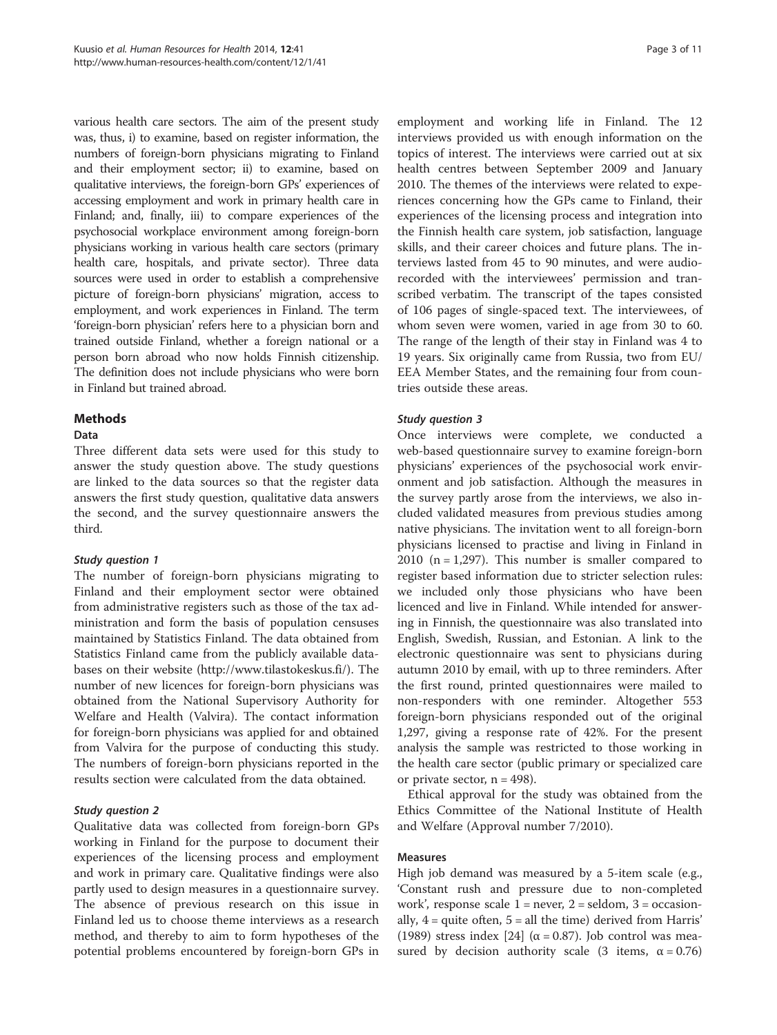various health care sectors. The aim of the present study was, thus, i) to examine, based on register information, the numbers of foreign-born physicians migrating to Finland and their employment sector; ii) to examine, based on qualitative interviews, the foreign-born GPs' experiences of accessing employment and work in primary health care in Finland; and, finally, iii) to compare experiences of the psychosocial workplace environment among foreign-born physicians working in various health care sectors (primary health care, hospitals, and private sector). Three data sources were used in order to establish a comprehensive picture of foreign-born physicians' migration, access to employment, and work experiences in Finland. The term 'foreign-born physician' refers here to a physician born and trained outside Finland, whether a foreign national or a person born abroad who now holds Finnish citizenship. The definition does not include physicians who were born in Finland but trained abroad.

## Methods

### Data

Three different data sets were used for this study to answer the study question above. The study questions are linked to the data sources so that the register data answers the first study question, qualitative data answers the second, and the survey questionnaire answers the third.

#### *Study question 1*

The number of foreign-born physicians migrating to Finland and their employment sector were obtained from administrative registers such as those of the tax administration and form the basis of population censuses maintained by Statistics Finland. The data obtained from Statistics Finland came from the publicly available databases on their website (http://www.tilastokeskus.fi/). The number of new licences for foreign-born physicians was obtained from the National Supervisory Authority for Welfare and Health (Valvira). The contact information for foreign-born physicians was applied for and obtained from Valvira for the purpose of conducting this study. The numbers of foreign-born physicians reported in the results section were calculated from the data obtained.

#### *Study question 2*

Qualitative data was collected from foreign-born GPs working in Finland for the purpose to document their experiences of the licensing process and employment and work in primary care. Qualitative findings were also partly used to design measures in a questionnaire survey. The absence of previous research on this issue in Finland led us to choose theme interviews as a research method, and thereby to aim to form hypotheses of the potential problems encountered by foreign-born GPs in employment and working life in Finland. The 12 interviews provided us with enough information on the topics of interest. The interviews were carried out at six health centres between September 2009 and January 2010. The themes of the interviews were related to experiences concerning how the GPs came to Finland, their experiences of the licensing process and integration into the Finnish health care system, job satisfaction, language skills, and their career choices and future plans. The interviews lasted from 45 to 90 minutes, and were audio-recorded with the interviewees' permission and transcribed verbatim. The transcript of the tapes consisted of 106 pages of single-spaced text. The interviewees, of whom seven were women, varied in age from 30 to 60. The range of the length of their stay in Finland was 4 to 19 years. Six originally came from Russia, two from EU/EEA Member States, and the remaining four from countries outside these areas.

#### *Study question 3*

Once interviews were complete, we conducted a web-based questionnaire survey to examine foreign-born physicians' experiences of the psychosocial work environment and job satisfaction. Although the measures in the survey partly arose from the interviews, we also included validated measures from previous studies among native physicians. The invitation went to all foreign-born physicians licensed to practise and living in Finland in 2010 ($n = 1,297$). This number is smaller compared to register based information due to stricter selection rules: we included only those physicians who have been licenced and live in Finland. While intended for answering in Finnish, the questionnaire was also translated into English, Swedish, Russian, and Estonian. A link to the electronic questionnaire was sent to physicians during autumn 2010 by email, with up to three reminders. After the first round, printed questionnaires were mailed to non-responders with one reminder. Altogether 553 foreign-born physicians responded out of the original 1,297, giving a response rate of 42%. For the present analysis the sample was restricted to those working in the health care sector (public primary or specialized care or private sector, $n = 498$).

Ethical approval for the study was obtained from the Ethics Committee of the National Institute of Health and Welfare (Approval number 7/2010).

### Measures

High job demand was measured by a 5-item scale (e.g., 'Constant rush and pressure due to non-completed work', response scale 1 = never, 2 = seldom, 3 = occasionally, 4 = quite often, 5 = all the time) derived from Harris' (1989) stress index [24] ($\alpha = 0.87$). Job control was measured by decision authority scale (3 items, $\alpha = 0.76$)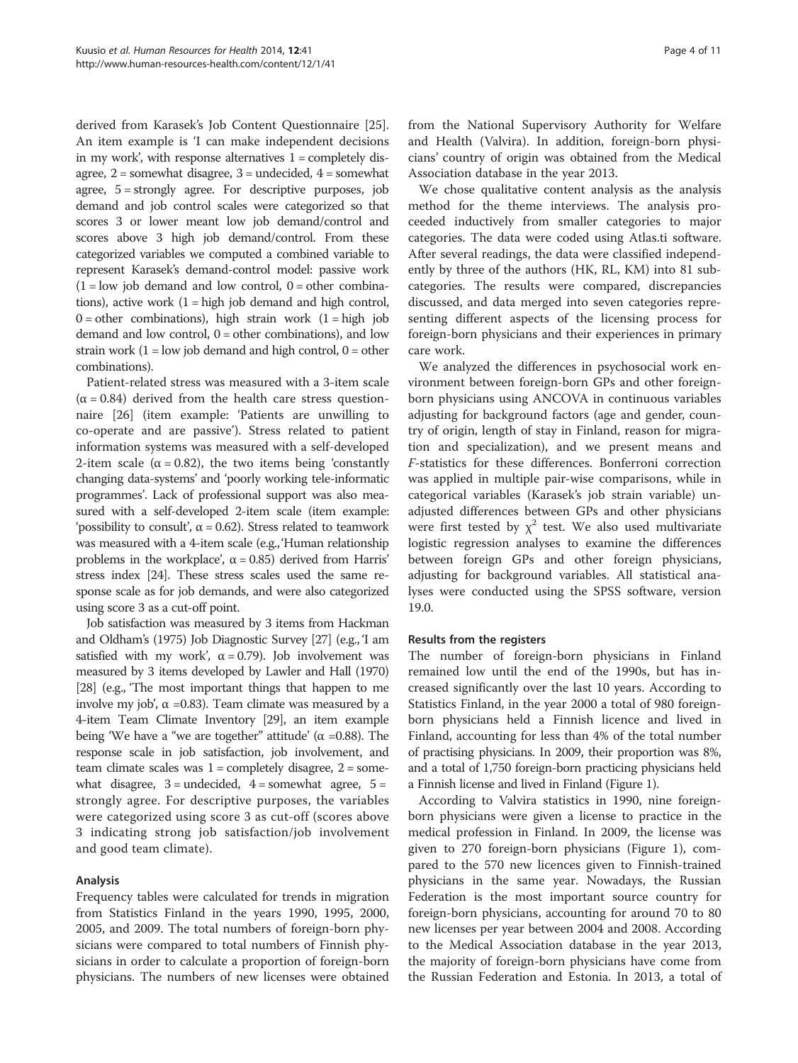derived from Karasek's Job Content Questionnaire [25]. An item example is 'I can make independent decisions in my work', with response alternatives 1 = completely disagree, 2 = somewhat disagree, 3 = undecided, 4 = somewhat agree, 5 = strongly agree. For descriptive purposes, job demand and job control scales were categorized so that scores 3 or lower meant low job demand/control and scores above 3 high job demand/control. From these categorized variables we computed a combined variable to represent Karasek's demand-control model: passive work (1 = low job demand and low control, 0 = other combinations), active work (1 = high job demand and high control, 0 = other combinations), high strain work (1 = high job demand and low control, 0 = other combinations), and low strain work (1 = low job demand and high control, 0 = other combinations).

Patient-related stress was measured with a 3-item scale ($\alpha = 0.84$) derived from the health care stress questionnaire [26] (item example: 'Patients are unwilling to co-operate and are passive'). Stress related to patient information systems was measured with a self-developed 2-item scale ($\alpha = 0.82$), the two items being 'constantly changing data-systems' and 'poorly working tele-informatic programmes'. Lack of professional support was also measured with a self-developed 2-item scale (item example: 'possibility to consult', $\alpha = 0.62$). Stress related to teamwork was measured with a 4-item scale (e.g.,'Human relationship problems in the workplace', $\alpha = 0.85$) derived from Harris' stress index [24]. These stress scales used the same response scale as for job demands, and were also categorized using score 3 as a cut-off point.

Job satisfaction was measured by 3 items from Hackman and Oldham's (1975) Job Diagnostic Survey [27] (e.g., 'I am satisfied with my work', $\alpha = 0.79$). Job involvement was measured by 3 items developed by Lawler and Hall (1970) [28] (e.g., 'The most important things that happen to me involve my job', $\alpha = 0.83$). Team climate was measured by a 4-item Team Climate Inventory [29], an item example being 'We have a "we are together" attitude' ($\alpha = 0.88$). The response scale in job satisfaction, job involvement, and team climate scales was 1 = completely disagree, 2 = somewhat disagree, 3 = undecided, 4 = somewhat agree, 5 = strongly agree. For descriptive purposes, the variables were categorized using score 3 as cut-off (scores above 3 indicating strong job satisfaction/job involvement and good team climate).

### Analysis

Frequency tables were calculated for trends in migration from Statistics Finland in the years 1990, 1995, 2000, 2005, and 2009. The total numbers of foreign-born physicians were compared to total numbers of Finnish physicians in order to calculate a proportion of foreign-born physicians. The numbers of new licenses were obtained from the National Supervisory Authority for Welfare and Health (Valvira). In addition, foreign-born physicians' country of origin was obtained from the Medical Association database in the year 2013.

We chose qualitative content analysis as the analysis method for the theme interviews. The analysis proceeded inductively from smaller categories to major categories. The data were coded using Atlas.ti software. After several readings, the data were classified independently by three of the authors (HK, RL, KM) into 81 subcategories. The results were compared, discrepancies discussed, and data merged into seven categories representing different aspects of the licensing process for foreign-born physicians and their experiences in primary care work.

We analyzed the differences in psychosocial work environment between foreign-born GPs and other foreign-born physicians using ANCOVA in continuous variables adjusting for background factors (age and gender, country of origin, length of stay in Finland, reason for migration and specialization), and we present means and $F$-statistics for these differences. Bonferroni correction was applied in multiple pair-wise comparisons, while in categorical variables (Karasek's job strain variable) unadjusted differences between GPs and other physicians were first tested by $\chi^2$ test. We also used multivariate logistic regression analyses to examine the differences between foreign GPs and other foreign physicians, adjusting for background variables. All statistical analyses were conducted using the SPSS software, version 19.0.

### Results from the registers

The number of foreign-born physicians in Finland remained low until the end of the 1990s, but has increased significantly over the last 10 years. According to Statistics Finland, in the year 2000 a total of 980 foreign-born physicians held a Finnish licence and lived in Finland, accounting for less than 4% of the total number of practising physicians. In 2009, their proportion was 8%, and a total of 1,750 foreign-born practicing physicians held a Finnish license and lived in Finland (Figure 1).

According to Valvira statistics in 1990, nine foreign-born physicians were given a license to practice in the medical profession in Finland. In 2009, the license was given to 270 foreign-born physicians (Figure 1), compared to the 570 new licences given to Finnish-trained physicians in the same year. Nowadays, the Russian Federation is the most important source country for foreign-born physicians, accounting for around 70 to 80 new licenses per year between 2004 and 2008. According to the Medical Association database in the year 2013, the majority of foreign-born physicians have come from the Russian Federation and Estonia. In 2013, a total of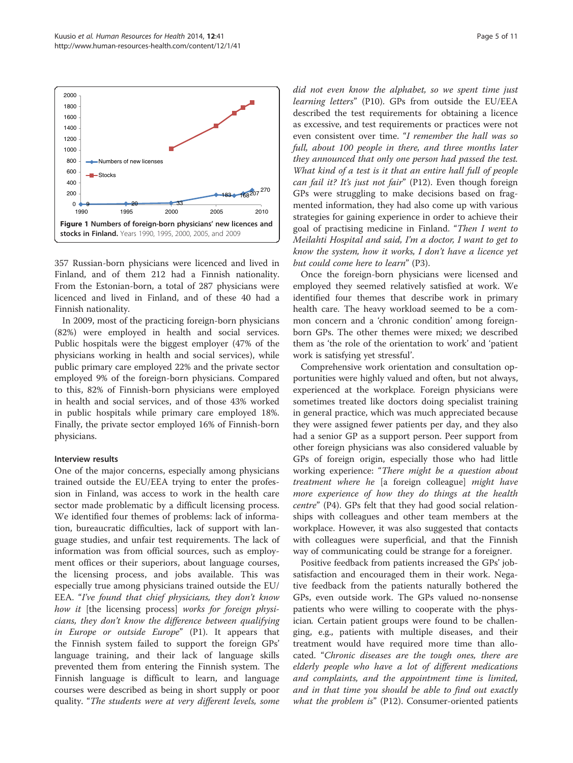**Figure 1 Numbers of foreign-born physicians' new licences and stocks in Finland.** Years 1990, 1995, 2000, 2005, and 2009

357 Russian-born physicians were licenced and lived in Finland, and of them 212 had a Finnish nationality. From the Estonian-born, a total of 287 physicians were licenced and lived in Finland, and of these 40 had a Finnish nationality.

In 2009, most of the practicing foreign-born physicians (82%) were employed in health and social services. Public hospitals were the biggest employer (47% of the physicians working in health and social services), while public primary care employed 22% and the private sector employed 9% of the foreign-born physicians. Compared to this, 82% of Finnish-born physicians were employed in health and social services, and of those 43% worked in public hospitals while primary care employed 18%. Finally, the private sector employed 16% of Finnish-born physicians.

### Interview results

One of the major concerns, especially among physicians trained outside the EU/EEA trying to enter the profession in Finland, was access to work in the health care sector made problematic by a difficult licensing process. We identified four themes of problems: lack of information, bureaucratic difficulties, lack of support with language studies, and unfair test requirements. The lack of information was from official sources, such as employment offices or their superiors, about language courses, the licensing process, and jobs available. This was especially true among physicians trained outside the EU/EEA. "*I've found that chief physicians, they don't know how it* [the licensing process] *works for foreign physicians, they don't know the difference between qualifying in Europe or outside Europe*" (P1). It appears that the Finnish system failed to support the foreign GPs' language training, and their lack of language skills prevented them from entering the Finnish system. The Finnish language is difficult to learn, and language courses were described as being in short supply or poor quality. "*The students were at very different levels, some did not even know the alphabet, so we spent time just learning letters*" (P10). GPs from outside the EU/EEA described the test requirements for obtaining a licence as excessive, and test requirements or practices were not even consistent over time. "*I remember the hall was so full, about 100 people in there, and three months later they announced that only one person had passed the test. What kind of a test is it that an entire hall full of people can fail it? It's just not fair*" (P12). Even though foreign GPs were struggling to make decisions based on fragmented information, they had also come up with various strategies for gaining experience in order to achieve their goal of practising medicine in Finland. "*Then I went to Meilahti Hospital and said, I'm a doctor, I want to get to know the system, how it works, I don't have a licence yet but could come here to learn*" (P3).

Once the foreign-born physicians were licensed and employed they seemed relatively satisfied at work. We identified four themes that describe work in primary health care. The heavy workload seemed to be a common concern and a 'chronic condition' among foreign-born GPs. The other themes were mixed; we described them as 'the role of the orientation to work' and 'patient work is satisfying yet stressful'.

Comprehensive work orientation and consultation opportunities were highly valued and often, but not always, experienced at the workplace. Foreign physicians were sometimes treated like doctors doing specialist training in general practice, which was much appreciated because they were assigned fewer patients per day, and they also had a senior GP as a support person. Peer support from other foreign physicians was also considered valuable by GPs of foreign origin, especially those who had little working experience: "*There might be a question about treatment where he* [a foreign colleague] *might have more experience of how they do things at the health centre*" (P4). GPs felt that they had good social relationships with colleagues and other team members at the workplace. However, it was also suggested that contacts with colleagues were superficial, and that the Finnish way of communicating could be strange for a foreigner.

Positive feedback from patients increased the GPs' job-satisfaction and encouraged them in their work. Negative feedback from the patients naturally bothered the GPs, even outside work. The GPs valued no-nonsense patients who were willing to cooperate with the physician. Certain patient groups were found to be challenging, e.g., patients with multiple diseases, and their treatment would have required more time than allocated. "*Chronic diseases are the tough ones, there are elderly people who have a lot of different medications and complaints, and the appointment time is limited, and in that time you should be able to find out exactly what the problem is*" (P12). Consumer-oriented patients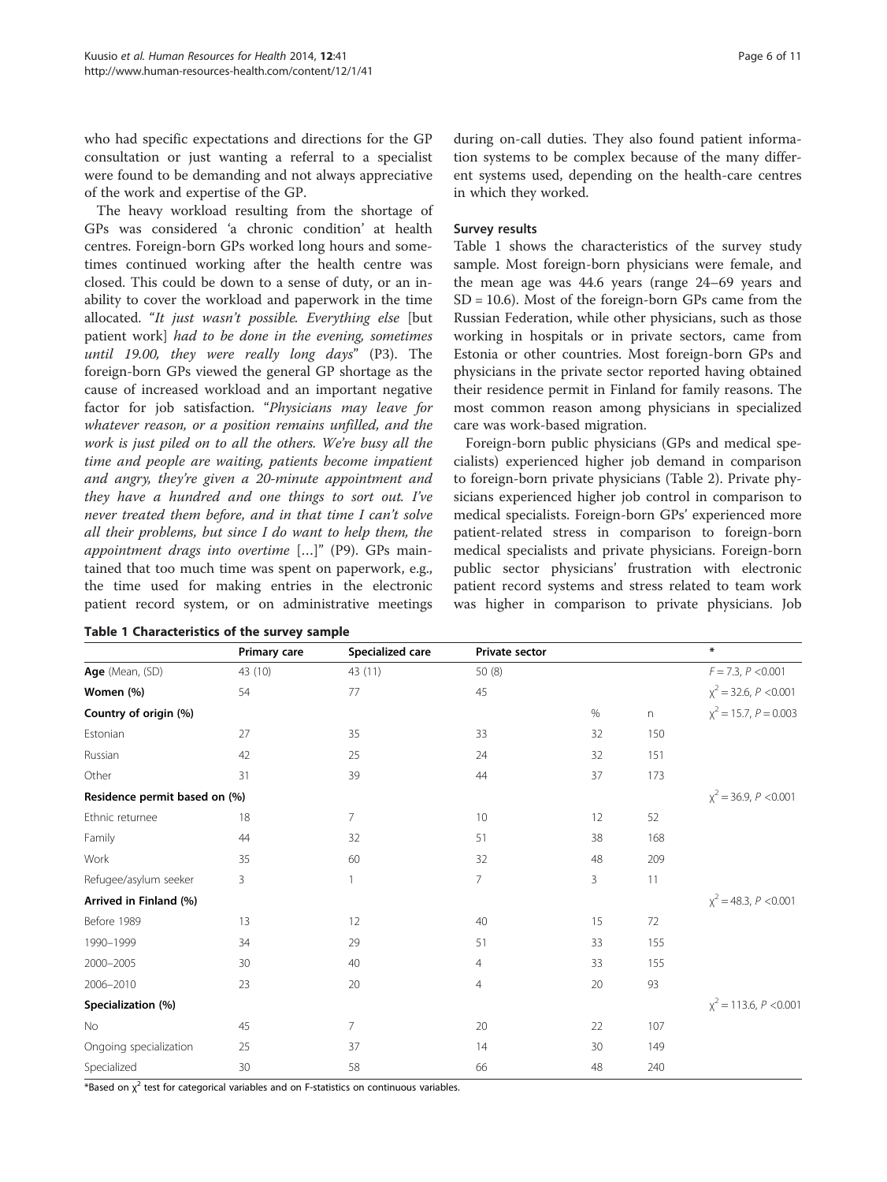who had specific expectations and directions for the GP consultation or just wanting a referral to a specialist were found to be demanding and not always appreciative of the work and expertise of the GP.

The heavy workload resulting from the shortage of GPs was considered 'a chronic condition' at health centres. Foreign-born GPs worked long hours and sometimes continued working after the health centre was closed. This could be down to a sense of duty, or an inability to cover the workload and paperwork in the time allocated. "*It just wasn't possible. Everything else* [but patient work] *had to be done in the evening, sometimes until 19.00, they were really long days*" (P3). The foreign-born GPs viewed the general GP shortage as the cause of increased workload and an important negative factor for job satisfaction. "*Physicians may leave for whatever reason, or a position remains unfilled, and the work is just piled on to all the others. We're busy all the time and people are waiting, patients become impatient and angry, they're given a 20-minute appointment and they have a hundred and one things to sort out. I've never treated them before, and in that time I can't solve all their problems, but since I do want to help them, the appointment drags into overtime* […]" (P9). GPs maintained that too much time was spent on paperwork, e.g., the time used for making entries in the electronic patient record system, or on administrative meetings during on-call duties. They also found patient information systems to be complex because of the many different systems used, depending on the health-care centres in which they worked.

### Survey results

Table 1 shows the characteristics of the survey study sample. Most foreign-born physicians were female, and the mean age was 44.6 years (range 24–69 years and SD = 10.6). Most of the foreign-born GPs came from the Russian Federation, while other physicians, such as those working in hospitals or in private sectors, came from Estonia or other countries. Most foreign-born GPs and physicians in the private sector reported having obtained their residence permit in Finland for family reasons. The most common reason among physicians in specialized care was work-based migration.

Foreign-born public physicians (GPs and medical specialists) experienced higher job demand in comparison to foreign-born private physicians (Table 2). Private physicians experienced higher job control in comparison to medical specialists. Foreign-born GPs' experienced more patient-related stress in comparison to foreign-born medical specialists and private physicians. Foreign-born public sector physicians' frustration with electronic patient record systems and stress related to team work was higher in comparison to private physicians. Job

**Table 1 Characteristics of the survey sample**

| | Primary care | Specialized care | Private sector | | | * |
|---|---|---|---|---|---|---|
| **Age** (Mean, SD) | 43 (10) | 43 (11) | 50 (8) | | | $F = 7.3$, $P < 0.001$ |
| **Women (%)** | 54 | 77 | 45 | | | $\chi^2 = 32.6$, $P < 0.001$ |
| **Country of origin (%)** | | | | % | n | $\chi^2 = 15.7$, $P = 0.003$ |
| Estonian | 27 | 35 | 33 | 32 | 150 | |
| Russian | 42 | 25 | 24 | 32 | 151 | |
| Other | 31 | 39 | 44 | 37 | 173 | |
| **Residence permit based on (%)** | | | | | | $\chi^2 = 36.9$, $P < 0.001$ |
| Ethnic returnee | 18 | 7 | 10 | 12 | 52 | |
| Family | 44 | 32 | 51 | 38 | 168 | |
| Work | 35 | 60 | 32 | 48 | 209 | |
| Refugee/asylum seeker | 3 | 1 | 7 | 3 | 11 | |
| **Arrived in Finland (%)** | | | | | | $\chi^2 = 48.3$, $P < 0.001$ |
| Before 1989 | 13 | 12 | 40 | 15 | 72 | |
| 1990–1999 | 34 | 29 | 51 | 33 | 155 | |
| 2000–2005 | 30 | 40 | 4 | 33 | 155 | |
| 2006–2010 | 23 | 20 | 4 | 20 | 93 | |
| **Specialization (%)** | | | | | | $\chi^2 = 113.6$, $P < 0.001$ |
| No | 45 | 7 | 20 | 22 | 107 | |
| Ongoing specialization | 25 | 37 | 14 | 30 | 149 | |
| Specialized | 30 | 58 | 66 | 48 | 240 | |

*Based on $\chi^2$ test for categorical variables and on F-statistics on continuous variables.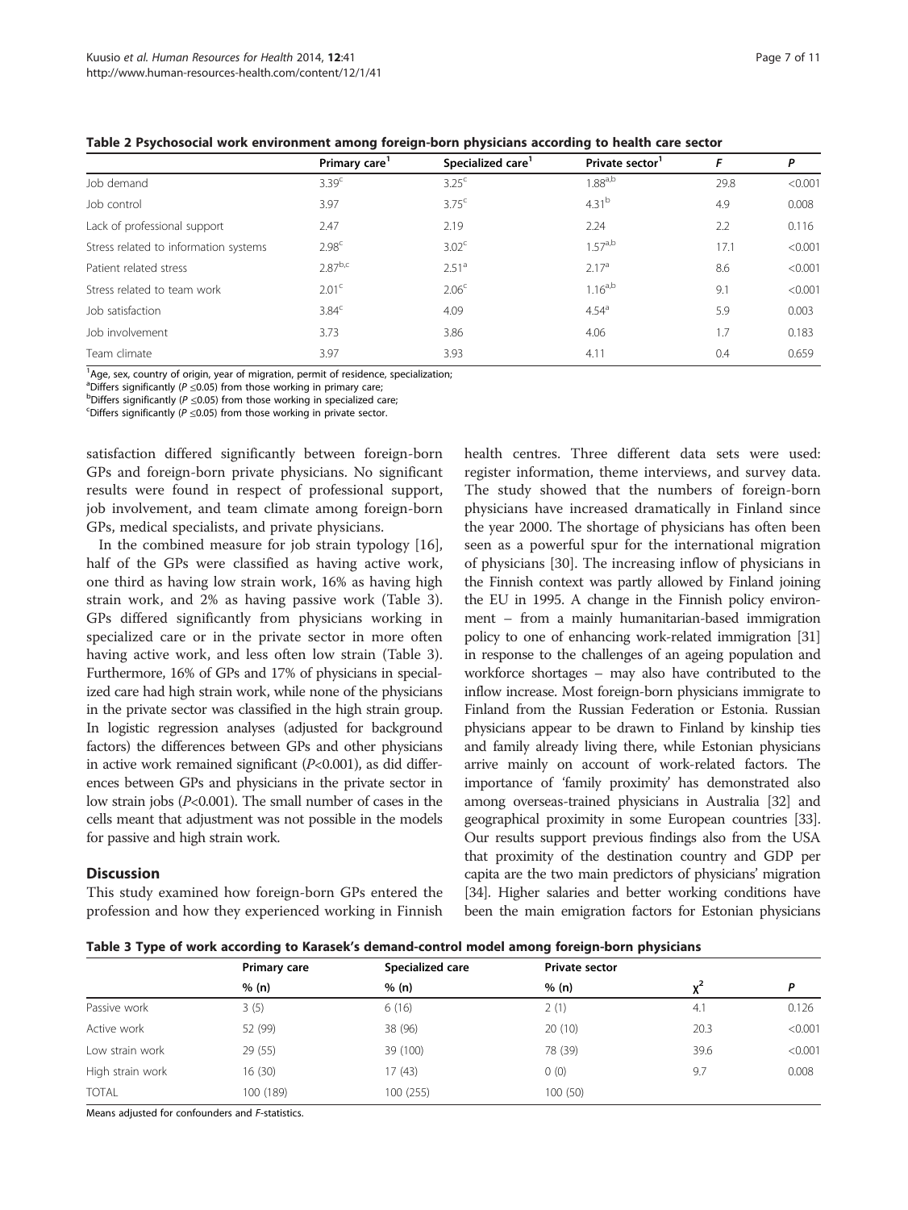**Table 2 Psychosocial work environment among foreign-born physicians according to health care sector**

| | Primary care[1] | Specialized care[1] | Private sector[1] | F | P |
|---|---|---|---|---|---|
| Job demand | 3.39[c] | 3.25[c] | 1.88[a,b] | 29.8 | <0.001 |
| Job control | 3.97 | 3.75[c] | 4.31[b] | 4.9 | 0.008 |
| Lack of professional support | 2.47 | 2.19 | 2.24 | 2.2 | 0.116 |
| Stress related to information systems | 2.98[c] | 3.02[c] | 1.57[a,b] | 17.1 | <0.001 |
| Patient related stress | 2.87[b,c] | 2.51[a] | 2.17[a] | 8.6 | <0.001 |
| Stress related to team work | 2.01[c] | 2.06[c] | 1.16[a,b] | 9.1 | <0.001 |
| Job satisfaction | 3.84[c] | 4.09 | 4.54[a] | 5.9 | 0.003 |
| Job involvement | 3.73 | 3.86 | 4.06 | 1.7 | 0.183 |
| Team climate | 3.97 | 3.93 | 4.11 | 0.4 | 0.659 |

[1]Age, sex, country of origin, year of migration, permit of residence, specialization;
[a]Differs significantly ($P \leq 0.05$) from those working in primary care;
[b]Differs significantly ($P \leq 0.05$) from those working in specialized care;
[c]Differs significantly ($P \leq 0.05$) from those working in private sector.

satisfaction differed significantly between foreign-born GPs and foreign-born private physicians. No significant results were found in respect of professional support, job involvement, and team climate among foreign-born GPs, medical specialists, and private physicians.

In the combined measure for job strain typology [16], half of the GPs were classified as having active work, one third as having low strain work, 16% as having high strain work, and 2% as having passive work (Table 3). GPs differed significantly from physicians working in specialized care or in the private sector in more often having active work, and less often low strain (Table 3). Furthermore, 16% of GPs and 17% of physicians in specialized care had high strain work, while none of the physicians in the private sector was classified in the high strain group. In logistic regression analyses (adjusted for background factors) the differences between GPs and other physicians in active work remained significant ($P<0.001$), as did differences between GPs and physicians in the private sector in low strain jobs ($P<0.001$). The small number of cases in the cells meant that adjustment was not possible in the models for passive and high strain work.

## Discussion

This study examined how foreign-born GPs entered the profession and how they experienced working in Finnish health centres. Three different data sets were used: register information, theme interviews, and survey data. The study showed that the numbers of foreign-born physicians have increased dramatically in Finland since the year 2000. The shortage of physicians has often been seen as a powerful spur for the international migration of physicians [30]. The increasing inflow of physicians in the Finnish context was partly allowed by Finland joining the EU in 1995. A change in the Finnish policy environment – from a mainly humanitarian-based immigration policy to one of enhancing work-related immigration [31] in response to the challenges of an ageing population and workforce shortages – may also have contributed to the inflow increase. Most foreign-born physicians immigrate to Finland from the Russian Federation or Estonia. Russian physicians appear to be drawn to Finland by kinship ties and family already living there, while Estonian physicians arrive mainly on account of work-related factors. The importance of 'family proximity' has demonstrated also among overseas-trained physicians in Australia [32] and geographical proximity in some European countries [33]. Our results support previous findings also from the USA that proximity of the destination country and GDP per capita are the two main predictors of physicians' migration [34]. Higher salaries and better working conditions have been the main emigration factors for Estonian physicians

**Table 3 Type of work according to Karasek's demand-control model among foreign-born physicians**

| | Primary care | Specialized care | Private sector | | |
|---|---|---|---|---|---|
| | % (n) | % (n) | % (n) | $\chi^2$ | P |
| Passive work | 3 (5) | 6 (16) | 2 (1) | 4.1 | 0.126 |
| Active work | 52 (99) | 38 (96) | 20 (10) | 20.3 | <0.001 |
| Low strain work | 29 (55) | 39 (100) | 78 (39) | 39.6 | <0.001 |
| High strain work | 16 (30) | 17 (43) | 0 (0) | 9.7 | 0.008 |
| TOTAL | 100 (189) | 100 (255) | 100 (50) | | |

Means adjusted for confounders and F-statistics.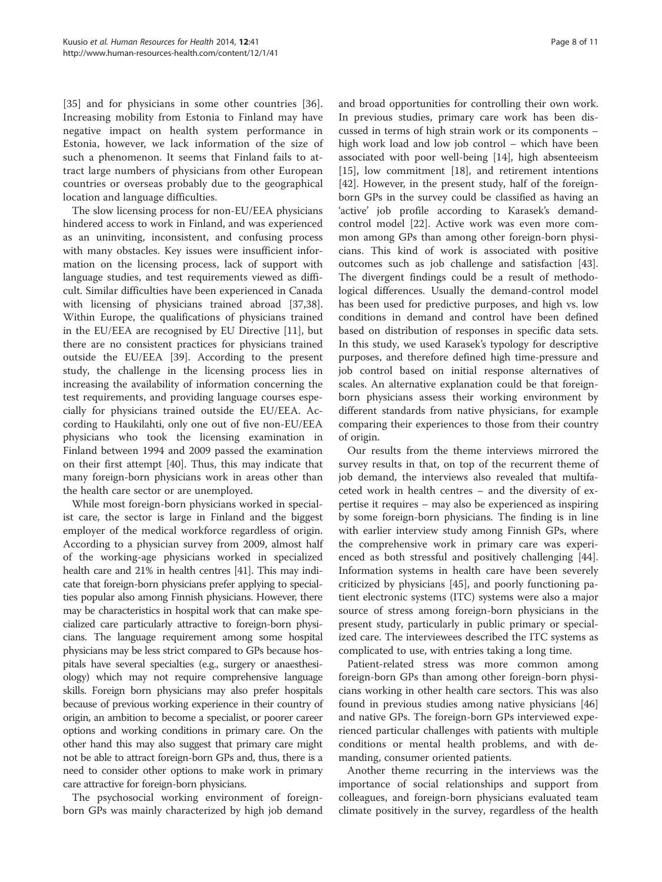[35] and for physicians in some other countries [36]. Increasing mobility from Estonia to Finland may have negative impact on health system performance in Estonia, however, we lack information of the size of such a phenomenon. It seems that Finland fails to attract large numbers of physicians from other European countries or overseas probably due to the geographical location and language difficulties.

The slow licensing process for non-EU/EEA physicians hindered access to work in Finland, and was experienced as an uninviting, inconsistent, and confusing process with many obstacles. Key issues were insufficient information on the licensing process, lack of support with language studies, and test requirements viewed as difficult. Similar difficulties have been experienced in Canada with licensing of physicians trained abroad [37,38]. Within Europe, the qualifications of physicians trained in the EU/EEA are recognised by EU Directive [11], but there are no consistent practices for physicians trained outside the EU/EEA [39]. According to the present study, the challenge in the licensing process lies in increasing the availability of information concerning the test requirements, and providing language courses especially for physicians trained outside the EU/EEA. According to Haukilahti, only one out of five non-EU/EEA physicians who took the licensing examination in Finland between 1994 and 2009 passed the examination on their first attempt [40]. Thus, this may indicate that many foreign-born physicians work in areas other than the health care sector or are unemployed.

While most foreign-born physicians worked in specialist care, the sector is large in Finland and the biggest employer of the medical workforce regardless of origin. According to a physician survey from 2009, almost half of the working-age physicians worked in specialized health care and 21% in health centres [41]. This may indicate that foreign-born physicians prefer applying to specialties popular also among Finnish physicians. However, there may be characteristics in hospital work that can make specialized care particularly attractive to foreign-born physicians. The language requirement among some hospital physicians may be less strict compared to GPs because hospitals have several specialties (e.g., surgery or anaesthesiology) which may not require comprehensive language skills. Foreign born physicians may also prefer hospitals because of previous working experience in their country of origin, an ambition to become a specialist, or poorer career options and working conditions in primary care. On the other hand this may also suggest that primary care might not be able to attract foreign-born GPs and, thus, there is a need to consider other options to make work in primary care attractive for foreign-born physicians.

The psychosocial working environment of foreign-born GPs was mainly characterized by high job demand and broad opportunities for controlling their own work. In previous studies, primary care work has been discussed in terms of high strain work or its components – high work load and low job control – which have been associated with poor well-being [14], high absenteeism [15], low commitment [18], and retirement intentions [42]. However, in the present study, half of the foreign-born GPs in the survey could be classified as having an 'active' job profile according to Karasek's demand-control model [22]. Active work was even more common among GPs than among other foreign-born physicians. This kind of work is associated with positive outcomes such as job challenge and satisfaction [43]. The divergent findings could be a result of methodological differences. Usually the demand-control model has been used for predictive purposes, and high vs. low conditions in demand and control have been defined based on distribution of responses in specific data sets. In this study, we used Karasek's typology for descriptive purposes, and therefore defined high time-pressure and job control based on initial response alternatives of scales. An alternative explanation could be that foreign-born physicians assess their working environment by different standards from native physicians, for example comparing their experiences to those from their country of origin.

Our results from the theme interviews mirrored the survey results in that, on top of the recurrent theme of job demand, the interviews also revealed that multifaceted work in health centres – and the diversity of expertise it requires – may also be experienced as inspiring by some foreign-born physicians. The finding is in line with earlier interview study among Finnish GPs, where the comprehensive work in primary care was experienced as both stressful and positively challenging [44]. Information systems in health care have been severely criticized by physicians [45], and poorly functioning patient electronic systems (ITC) systems were also a major source of stress among foreign-born physicians in the present study, particularly in public primary or specialized care. The interviewees described the ITC systems as complicated to use, with entries taking a long time.

Patient-related stress was more common among foreign-born GPs than among other foreign-born physicians working in other health care sectors. This was also found in previous studies among native physicians [46] and native GPs. The foreign-born GPs interviewed experienced particular challenges with patients with multiple conditions or mental health problems, and with demanding, consumer oriented patients.

Another theme recurring in the interviews was the importance of social relationships and support from colleagues, and foreign-born physicians evaluated team climate positively in the survey, regardless of the health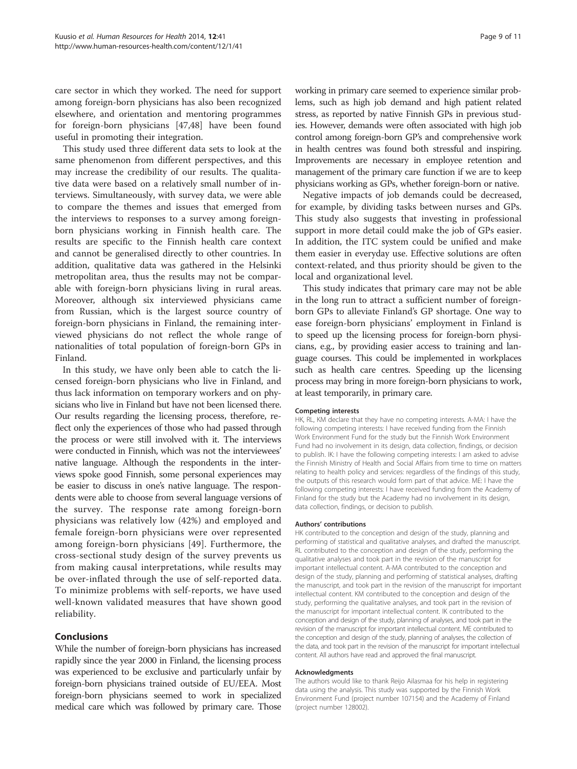care sector in which they worked. The need for support among foreign-born physicians has also been recognized elsewhere, and orientation and mentoring programmes for foreign-born physicians [47,48] have been found useful in promoting their integration.

This study used three different data sets to look at the same phenomenon from different perspectives, and this may increase the credibility of our results. The qualitative data were based on a relatively small number of interviews. Simultaneously, with survey data, we were able to compare the themes and issues that emerged from the interviews to responses to a survey among foreign-born physicians working in Finnish health care. The results are specific to the Finnish health care context and cannot be generalised directly to other countries. In addition, qualitative data was gathered in the Helsinki metropolitan area, thus the results may not be comparable with foreign-born physicians living in rural areas. Moreover, although six interviewed physicians came from Russian, which is the largest source country of foreign-born physicians in Finland, the remaining interviewed physicians do not reflect the whole range of nationalities of total population of foreign-born GPs in Finland.

In this study, we have only been able to catch the licensed foreign-born physicians who live in Finland, and thus lack information on temporary workers and on physicians who live in Finland but have not been licensed there. Our results regarding the licensing process, therefore, reflect only the experiences of those who had passed through the process or were still involved with it. The interviews were conducted in Finnish, which was not the interviewees' native language. Although the respondents in the interviews spoke good Finnish, some personal experiences may be easier to discuss in one's native language. The respondents were able to choose from several language versions of the survey. The response rate among foreign-born physicians was relatively low (42%) and employed and female foreign-born physicians were over represented among foreign-born physicians [49]. Furthermore, the cross-sectional study design of the survey prevents us from making causal interpretations, while results may be over-inflated through the use of self-reported data. To minimize problems with self-reports, we have used well-known validated measures that have shown good reliability.

## Conclusions

While the number of foreign-born physicians has increased rapidly since the year 2000 in Finland, the licensing process was experienced to be exclusive and particularly unfair by foreign-born physicians trained outside of EU/EEA. Most foreign-born physicians seemed to work in specialized medical care which was followed by primary care. Those working in primary care seemed to experience similar problems, such as high job demand and high patient related stress, as reported by native Finnish GPs in previous studies. However, demands were often associated with high job control among foreign-born GP's and comprehensive work in health centres was found both stressful and inspiring. Improvements are necessary in employee retention and management of the primary care function if we are to keep physicians working as GPs, whether foreign-born or native.

Negative impacts of job demands could be decreased, for example, by dividing tasks between nurses and GPs. This study also suggests that investing in professional support in more detail could make the job of GPs easier. In addition, the ITC system could be unified and make them easier in everyday use. Effective solutions are often context-related, and thus priority should be given to the local and organizational level.

This study indicates that primary care may not be able in the long run to attract a sufficient number of foreign-born GPs to alleviate Finland's GP shortage. One way to ease foreign-born physicians' employment in Finland is to speed up the licensing process for foreign-born physicians, e.g., by providing easier access to training and language courses. This could be implemented in workplaces such as health care centres. Speeding up the licensing process may bring in more foreign-born physicians to work, at least temporarily, in primary care.

#### Competing interests

HK, RL, KM declare that they have no competing interests. A-MA: I have the following competing interests: I have received funding from the Finnish Work Environment Fund for the study but the Finnish Work Environment Fund had no involvement in its design, data collection, findings, or decision to publish. IK: I have the following competing interests: I am asked to advise the Finnish Ministry of Health and Social Affairs from time to time on matters relating to health policy and services: regardless of the findings of this study, the outputs of this research would form part of that advice. ME: I have the following competing interests: I have received funding from the Academy of Finland for the study but the Academy had no involvement in its design, data collection, findings, or decision to publish.

#### Authors' contributions

HK contributed to the conception and design of the study, planning and performing of statistical and qualitative analyses, and drafted the manuscript. RL contributed to the conception and design of the study, performing the qualitative analyses and took part in the revision of the manuscript for important intellectual content. A-MA contributed to the conception and design of the study, planning and performing of statistical analyses, drafting the manuscript, and took part in the revision of the manuscript for important intellectual content. KM contributed to the conception and design of the study, performing the qualitative analyses, and took part in the revision of the manuscript for important intellectual content. IK contributed to the conception and design of the study, planning of analyses, and took part in the revision of the manuscript for important intellectual content. ME contributed to the conception and design of the study, planning of analyses, the collection of the data, and took part in the revision of the manuscript for important intellectual content. All authors have read and approved the final manuscript.

#### Acknowledgments

The authors would like to thank Reijo Ailasmaa for his help in registering data using the analysis. This study was supported by the Finnish Work Environment Fund (project number 107154) and the Academy of Finland (project number 128002).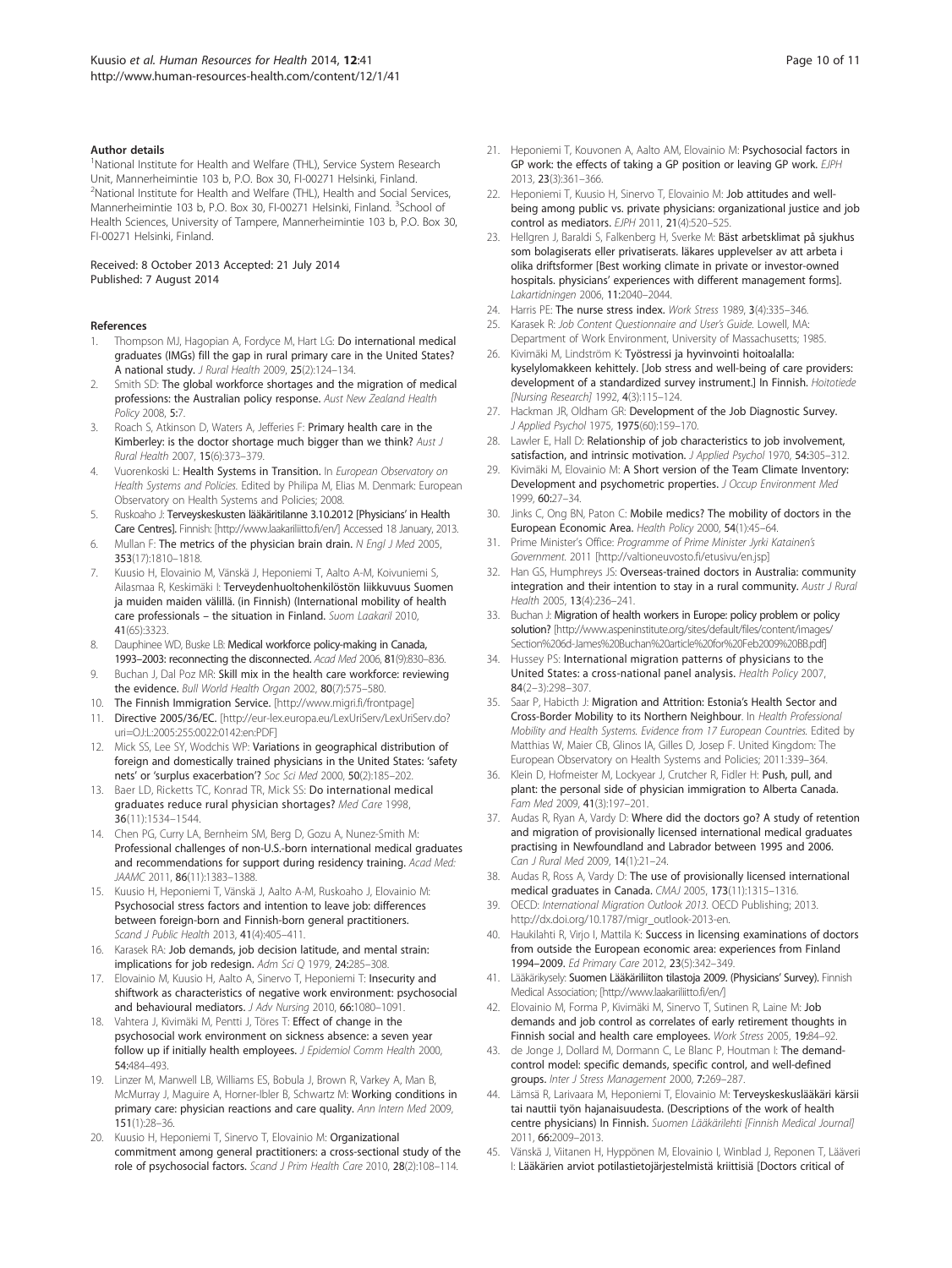### Author details

[1]National Institute for Health and Welfare (THL), Service System Research Unit, Mannerheimintie 103 b, P.O. Box 30, FI-00271 Helsinki, Finland. [2]National Institute for Health and Welfare (THL), Health and Social Services, Mannerheimintie 103 b, P.O. Box 30, FI-00271 Helsinki, Finland. [3]School of Health Sciences, University of Tampere, Mannerheimintie 103 b, P.O. Box 30, FI-00271 Helsinki, Finland.

Received: 8 October 2013 Accepted: 21 July 2014
Published: 7 August 2014

### References

1. Thompson MJ, Hagopian A, Fordyce M, Hart LG: **Do international medical graduates (IMGs) fill the gap in rural primary care in the United States? A national study.** *J Rural Health* 2009, **25**(2):124–134.
2. Smith SD: **The global workforce shortages and the migration of medical professions: the Australian policy response.** *Aust New Zealand Health Policy* 2008, **5**:7.
3. Roach S, Atkinson D, Waters A, Jefferies F: **Primary health care in the Kimberley: is the doctor shortage much bigger than we think?** *Aust J Rural Health* 2007, **15**(6):373–379.
4. Vuorenkoski L: **Health Systems in Transition.** In *European Observatory on Health Systems and Policies.* Edited by Philipa M, Elias M. Denmark: European Observatory on Health Systems and Policies; 2008.
5. Ruskoaho J: **Terveyskeskusten lääkäritilanne 3.10.2012 [Physicians' in Health Care Centres].** Finnish: [http://www.laakariliitto.fi/en/] Accessed 18 January, 2013.
6. Mullan F: **The metrics of the physician brain drain.** *N Engl J Med* 2005, **353**(17):1810–1818.
7. Kuusio H, Elovainio M, Vänskä J, Heponiemi T, Aalto A-M, Koivuniemi S, Ailasmaa R, Keskimäki I: **Terveydenhuoltohenkilöstön liikkuvuus Suomen ja muiden maiden välillä. (in Finnish) (International mobility of health care professionals – the situation in Finland.** *Suom Laakaril* 2010, **41**(65):3323.
8. Dauphinee WD, Buske LB: **Medical workforce policy-making in Canada, 1993–2003: reconnecting the disconnected.** *Acad Med* 2006, **81**(9):830–836.
9. Buchan J, Dal Poz MR: **Skill mix in the health care workforce: reviewing the evidence.** *Bull World Health Organ* 2002, **80**(7):575–580.
10. **The Finnish Immigration Service.** [http://www.migri.fi/frontpage]
11. **Directive 2005/36/EC.** [http://eur-lex.europa.eu/LexUriServ/LexUriServ.do?uri=OJ:L:2005:255:0022:0142:en:PDF]
12. Mick SS, Lee SY, Wodchis WP: **Variations in geographical distribution of foreign and domestically trained physicians in the United States: 'safety nets' or 'surplus exacerbation'?** *Soc Sci Med* 2000, **50**(2):185–202.
13. Baer LD, Ricketts TC, Konrad TR, Mick SS: **Do international medical graduates reduce rural physician shortages?** *Med Care* 1998, **36**(11):1534–1544.
14. Chen PG, Curry LA, Bernheim SM, Berg D, Gozu A, Nunez-Smith M: **Professional challenges of non-U.S.-born international medical graduates and recommendations for support during residency training.** *Acad Med: JAAMC* 2011, **86**(11):1383–1388.
15. Kuusio H, Heponiemi T, Vänskä J, Aalto A-M, Ruskoaho J, Elovainio M: **Psychosocial stress factors and intention to leave job: differences between foreign-born and Finnish-born general practitioners.** *Scand J Public Health* 2013, **41**(4):405–411.
16. Karasek RA: **Job demands, job decision latitude, and mental strain: implications for job redesign.** *Adm Sci Q* 1979, **24**:285–308.
17. Elovainio M, Kuusio H, Aalto A, Sinervo T, Heponiemi T: **Insecurity and shiftwork as characteristics of negative work environment: psychosocial and behavioural mediators.** *J Adv Nursing* 2010, **66**:1080–1091.
18. Vahtera J, Kivimäki M, Pentti J, Töres T: **Effect of change in the psychosocial work environment on sickness absence: a seven year follow up if initially health employees.** *J Epidemiol Comm Health* 2000, **54**:484–493.
19. Linzer M, Manwell LB, Williams ES, Bobula J, Brown R, Varkey A, Man B, McMurray J, Maguire A, Horner-Ibler B, Schwartz M: **Working conditions in primary care: physician reactions and care quality.** *Ann Intern Med* 2009, **151**(1):28–36.
20. Kuusio H, Heponiemi T, Sinervo T, Elovainio M: **Organizational commitment among general practitioners: a cross-sectional study of the role of psychosocial factors.** *Scand J Prim Health Care* 2010, **28**(2):108–114.
21. Heponiemi T, Kouvonen A, Aalto AM, Elovainio M: **Psychosocial factors in GP work: the effects of taking a GP position or leaving GP work.** *EJPH* 2013, **23**(3):361–366.
22. Heponiemi T, Kuusio H, Sinervo T, Elovainio M: **Job attitudes and well-being among public vs. private physicians: organizational justice and job control as mediators.** *EJPH* 2011, **21**(4):520–525.
23. Hellgren J, Baraldi S, Falkenberg H, Sverke M: **Bäst arbetsklimat på sjukhus som bolagiserats eller privatiserats. läkares upplevelser av att arbeta i olika driftsformer [Best working climate in private or investor-owned hospitals. physicians' experiences with different management forms].** *Lakartidningen* 2006, **11**:2040–2044.
24. Harris PE: **The nurse stress index.** *Work Stress* 1989, **3**(4):335–346.
25. Karasek R: *Job Content Questionnaire and User's Guide.* Lowell, MA: Department of Work Environment, University of Massachusetts; 1985.
26. Kivimäki M, Lindström K: **Työstressi ja hyvinvointi hoitoalalla: kyselylomakkeen kehittely. [Job stress and well-being of care providers: development of a standardized survey instrument.] In Finnish.** *Hoitotiede [Nursing Research]* 1992, **4**(3):115–124.
27. Hackman JR, Oldham GR: **Development of the Job Diagnostic Survey.** *J Applied Psychol* 1975, **1975**(60):159–170.
28. Lawler E, Hall D: **Relationship of job characteristics to job involvement, satisfaction, and intrinsic motivation.** *J Applied Psychol* 1970, **54**:305–312.
29. Kivimäki M, Elovainio M: **A Short version of the Team Climate Inventory: Development and psychometric properties.** *J Occup Environment Med* 1999, **60**:27–34.
30. Jinks C, Ong BN, Paton C: **Mobile medics? The mobility of doctors in the European Economic Area.** *Health Policy* 2000, **54**(1):45–64.
31. Prime Minister's Office: *Programme of Prime Minister Jyrki Katainen's Government.* 2011 [http://valtioneuvosto.fi/etusivu/en.jsp]
32. Han GS, Humphreys JS: **Overseas-trained doctors in Australia: community integration and their intention to stay in a rural community.** *Austr J Rural Health* 2005, **13**(4):236–241.
33. Buchan J: **Migration of health workers in Europe: policy problem or policy solution?** [http://www.aspeninstitute.org/sites/default/files/content/images/Section%206d-James%20Buchan%20article%20for%20Feb2009%20BB.pdf]
34. Hussey PS: **International migration patterns of physicians to the United States: a cross-national panel analysis.** *Health Policy* 2007, **84**(2–3):298–307.
35. Saar P, Habicth J: **Migration and Attrition: Estonia's Health Sector and Cross-Border Mobility to its Northern Neighbour.** In *Health Professional Mobility and Health Systems. Evidence from 17 European Countries.* Edited by Matthias W, Maier CB, Glinos IA, Gilles D, Josep F. United Kingdom: The European Observatory on Health Systems and Policies; 2011:339–364.
36. Klein D, Hofmeister M, Lockyear J, Crutcher R, Fidler H: **Push, pull, and plant: the personal side of physician immigration to Alberta Canada.** *Fam Med* 2009, **41**(3):197–201.
37. Audas R, Ryan A, Vardy D: **Where did the doctors go? A study of retention and migration of provisionally licensed international medical graduates practising in Newfoundland and Labrador between 1995 and 2006.** *Can J Rural Med* 2009, **14**(1):21–24.
38. Audas R, Ross A, Vardy D: **The use of provisionally licensed international medical graduates in Canada.** *CMAJ* 2005, **173**(11):1315–1316.
39. OECD: *International Migration Outlook 2013.* OECD Publishing; 2013. http://dx.doi.org/10.1787/migr_outlook-2013-en.
40. Haukilahti R, Virjo I, Mattila K: **Success in licensing examinations of doctors from outside the European economic area: experiences from Finland 1994–2009.** *Ed Primary Care* 2012, **23**(5):342–349.
41. Lääkärikysely: **Suomen Lääkäriliiton tilastoja 2009. (Physicians' Survey).** Finnish Medical Association; [http://www.laakariliitto.fi/en/]
42. Elovainio M, Forma P, Kivimäki M, Sinervo T, Sutinen R, Laine M: **Job demands and job control as correlates of early retirement thoughts in Finnish social and health care employees.** *Work Stress* 2005, **19**:84–92.
43. de Jonge J, Dollard M, Dormann C, Le Blanc P, Houtman I: **The demand-control model: specific demands, specific control, and well-defined groups.** *Inter J Stress Management* 2000, **7**:269–287.
44. Lämsä R, Larivaara M, Heponiemi T, Elovainio M: **Terveyskeskuslääkäri kärsii tai nauttii työn hajanaisuudesta. (Descriptions of the work of health centre physicians) In Finnish.** *Suomen Lääkärilehti [Finnish Medical Journal]* 2011, **66**:2009–2013.
45. Vänskä J, Viitanen H, Hyppönen M, Elovainio I, Winblad J, Reponen T, Lääveri I: **Lääkärien arviot potilastietojärjestelmistä kriittisiä [Doctors critical of**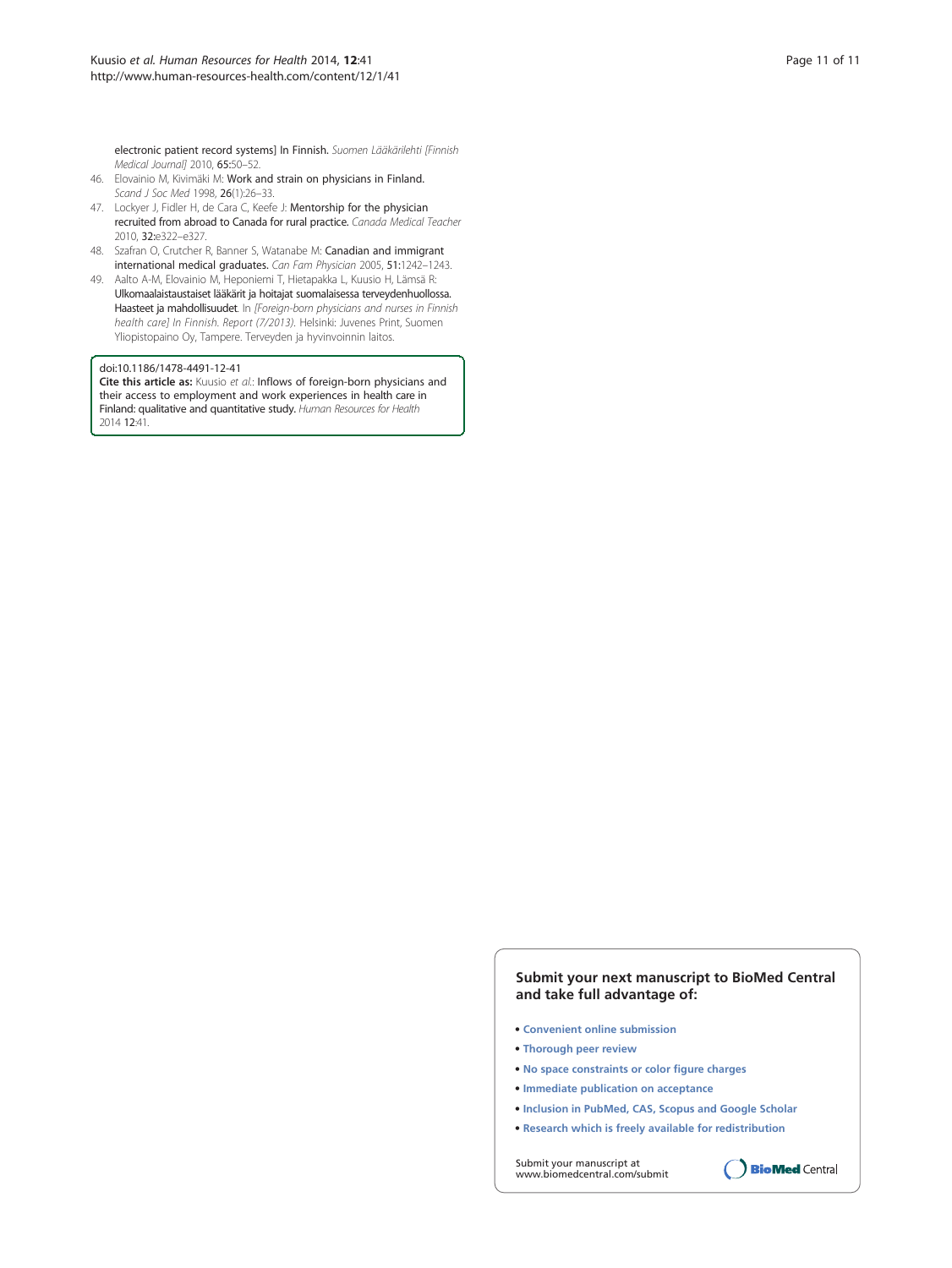electronic patient record systems] In Finnish. *Suomen Lääkärilehti [Finnish Medical Journal]* 2010, **65:**50–52.

46. Elovainio M, Kivimäki M: **Work and strain on physicians in Finland.** *Scand J Soc Med* 1998, **26**(1):26–33.
47. Lockyer J, Fidler H, de Cara C, Keefe J: **Mentorship for the physician recruited from abroad to Canada for rural practice.** *Canada Medical Teacher* 2010, **32:**e322–e327.
48. Szafran O, Crutcher R, Banner S, Watanabe M: **Canadian and immigrant international medical graduates.** *Can Fam Physician* 2005, **51:**1242–1243.
49. Aalto A-M, Elovainio M, Heponiemi T, Hietapakka L, Kuusio H, Lämsä R: **Ulkomaalaistaustaiset lääkärit ja hoitajat suomalaisessa terveydenhuollossa. Haasteet ja mahdollisuudet**. In *[Foreign-born physicians and nurses in Finnish health care] In Finnish. Report (7/2013)*. Helsinki: Juvenes Print, Suomen Yliopistopaino Oy, Tampere. Terveyden ja hyvinvoinnin laitos.

doi:10.1186/1478-4491-12-41

**Cite this article as:** Kuusio *et al.*: Inflows of foreign-born physicians and their access to employment and work experiences in health care in Finland: qualitative and quantitative study. *Human Resources for Health* 2014 **12**:41.

**Submit your next manuscript to BioMed Central and take full advantage of:**

- **Convenient online submission**
- **Thorough peer review**
- **No space constraints or color figure charges**
- **Immediate publication on acceptance**
- **Inclusion in PubMed, CAS, Scopus and Google Scholar**
- **Research which is freely available for redistribution**

Submit your manuscript at
www.biomedcentral.com/submit

BioMed Central